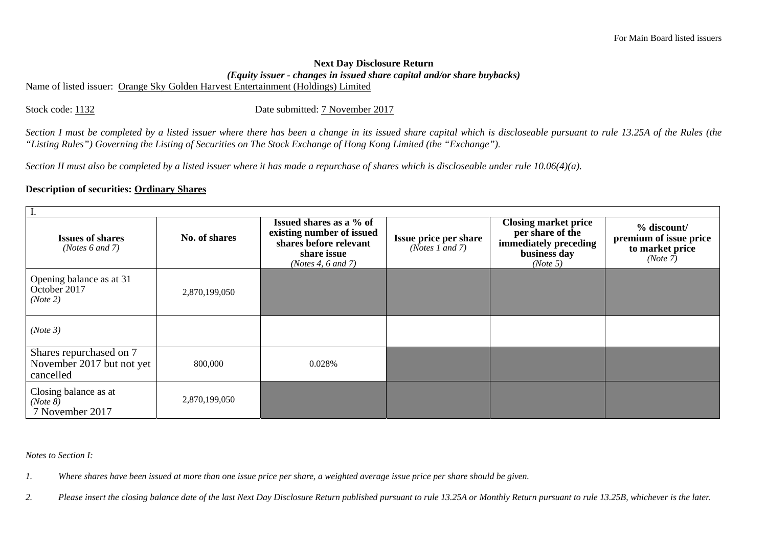For Main Board listed issuers

**Next Day Disclosure Return**

***(Equity issuer - changes in issued share capital and/or share buybacks)***

Name of listed issuer: Orange Sky Golden Harvest Entertainment (Holdings) Limited

Stock code: 1132 Date submitted: 7 November 2017

*Section I must be completed by a listed issuer where there has been a change in its issued share capital which is discloseable pursuant to rule 13.25A of the Rules (the "Listing Rules") Governing the Listing of Securities on The Stock Exchange of Hong Kong Limited (the "Exchange").*

*Section II must also be completed by a listed issuer where it has made a repurchase of shares which is discloseable under rule 10.06(4)(a).*

**Description of securities: Ordinary Shares**

| I. | | | | | |
|---|---|---|---|---|---|
| **Issues of shares** *(Notes 6 and 7)* | **No. of shares** | **Issued shares as a % of existing number of issued shares before relevant share issue** *(Notes 4, 6 and 7)* | **Issue price per share** *(Notes 1 and 7)* | **Closing market price per share of the immediately preceding business day** *(Note 5)* | **% discount/ premium of issue price to market price** *(Note 7)* |
| Opening balance as at 31 October 2017 *(Note 2)* | 2,870,199,050 | | | | |
| *(Note 3)* | | | | | |
| Shares repurchased on 7 November 2017 but not yet cancelled | 800,000 | 0.028% | | | |
| Closing balance as at *(Note 8)* 7 November 2017 | 2,870,199,050 | | | | |

*Notes to Section I:*

1. *Where shares have been issued at more than one issue price per share, a weighted average issue price per share should be given.*
2. *Please insert the closing balance date of the last Next Day Disclosure Return published pursuant to rule 13.25A or Monthly Return pursuant to rule 13.25B, whichever is the later.*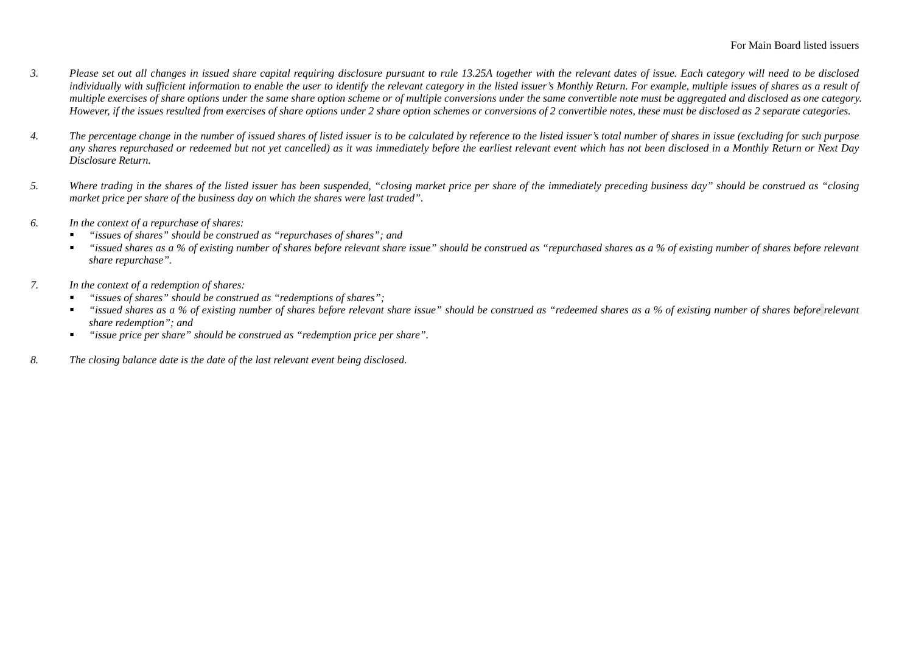3. *Please set out all changes in issued share capital requiring disclosure pursuant to rule 13.25A together with the relevant dates of issue. Each category will need to be disclosed individually with sufficient information to enable the user to identify the relevant category in the listed issuer's Monthly Return. For example, multiple issues of shares as a result of multiple exercises of share options under the same share option scheme or of multiple conversions under the same convertible note must be aggregated and disclosed as one category. However, if the issues resulted from exercises of share options under 2 share option schemes or conversions of 2 convertible notes, these must be disclosed as 2 separate categories.*

4. *The percentage change in the number of issued shares of listed issuer is to be calculated by reference to the listed issuer's total number of shares in issue (excluding for such purpose any shares repurchased or redeemed but not yet cancelled) as it was immediately before the earliest relevant event which has not been disclosed in a Monthly Return or Next Day Disclosure Return.*

5. *Where trading in the shares of the listed issuer has been suspended, "closing market price per share of the immediately preceding business day" should be construed as "closing market price per share of the business day on which the shares were last traded".*

6. *In the context of a repurchase of shares:*
   - *"issues of shares" should be construed as "repurchases of shares"; and*
   - *"issued shares as a % of existing number of shares before relevant share issue" should be construed as "repurchased shares as a % of existing number of shares before relevant share repurchase".*

7. *In the context of a redemption of shares:*
   - *"issues of shares" should be construed as "redemptions of shares";*
   - *"issued shares as a % of existing number of shares before relevant share issue" should be construed as "redeemed shares as a % of existing number of shares before relevant share redemption"; and*
   - *"issue price per share" should be construed as "redemption price per share".*

8. *The closing balance date is the date of the last relevant event being disclosed.*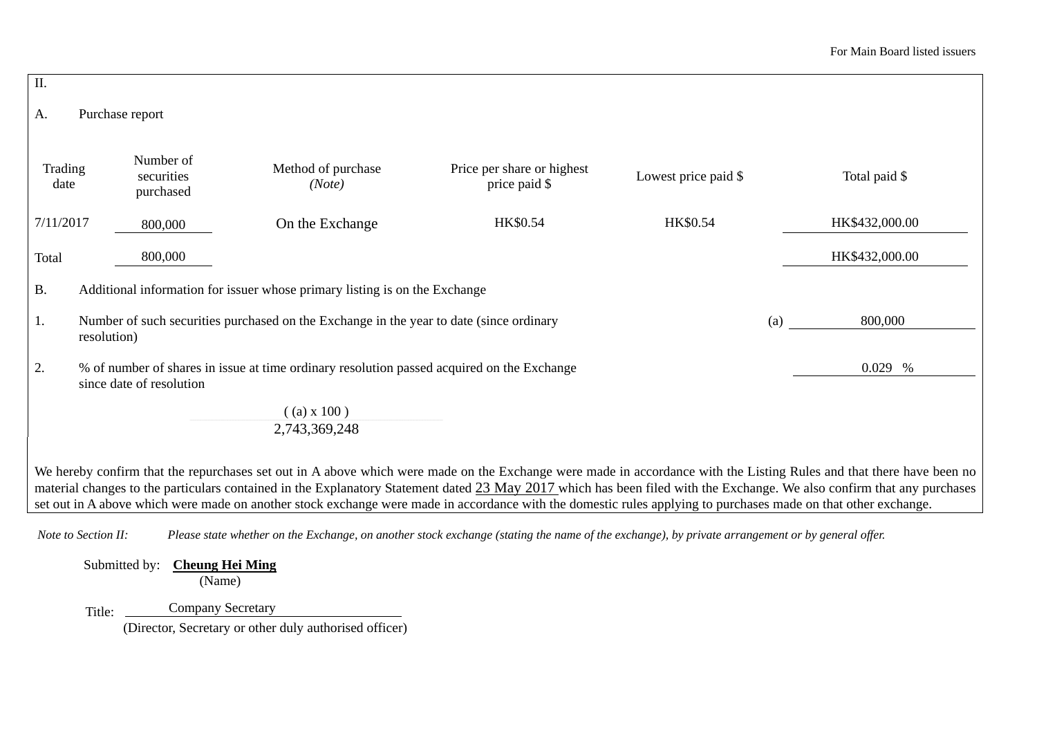For Main Board listed issuers

II.

A. Purchase report

| Trading date | Number of securities purchased | Method of purchase *(Note)* | Price per share or highest price paid $ | Lowest price paid $ | Total paid $ |
|---|---|---|---|---|---|
| 7/11/2017 | 800,000 | On the Exchange | HK$0.54 | HK$0.54 | HK$432,000.00 |
| Total | 800,000 | | | | HK$432,000.00 |

B. Additional information for issuer whose primary listing is on the Exchange

1. Number of such securities purchased on the Exchange in the year to date (since ordinary resolution) (a) 800,000

2. % of number of shares in issue at time ordinary resolution passed acquired on the Exchange since date of resolution 0.029 %

$$\frac{(a) \times 100}{2,743,369,248}$$

We hereby confirm that the repurchases set out in A above which were made on the Exchange were made in accordance with the Listing Rules and that there have been no material changes to the particulars contained in the Explanatory Statement dated 23 May 2017 which has been filed with the Exchange. We also confirm that any purchases set out in A above which were made on another stock exchange were made in accordance with the domestic rules applying to purchases made on that other exchange.

*Note to Section II: Please state whether on the Exchange, on another stock exchange (stating the name of the exchange), by private arrangement or by general offer.*

Submitted by: **Cheung Hei Ming**
(Name)

Title: Company Secretary
(Director, Secretary or other duly authorised officer)